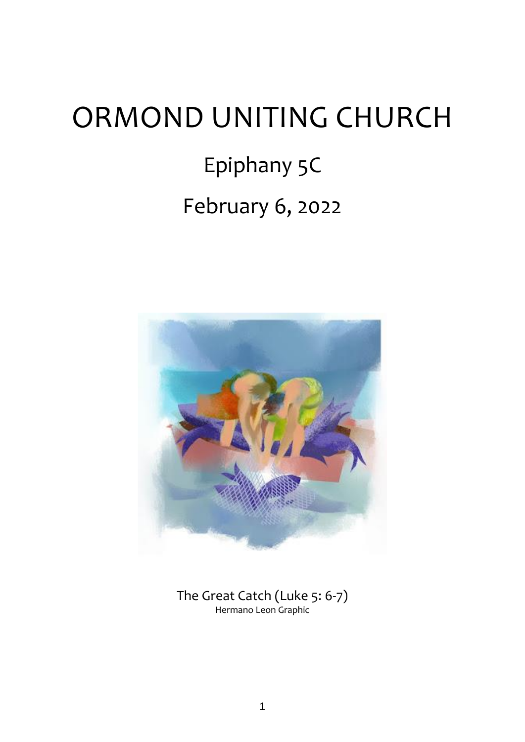# ORMOND UNITING CHURCH

## Epiphany 5C

## February 6, 2022

The Great Catch (Luke 5: 6-7)
Hermano Leon Graphic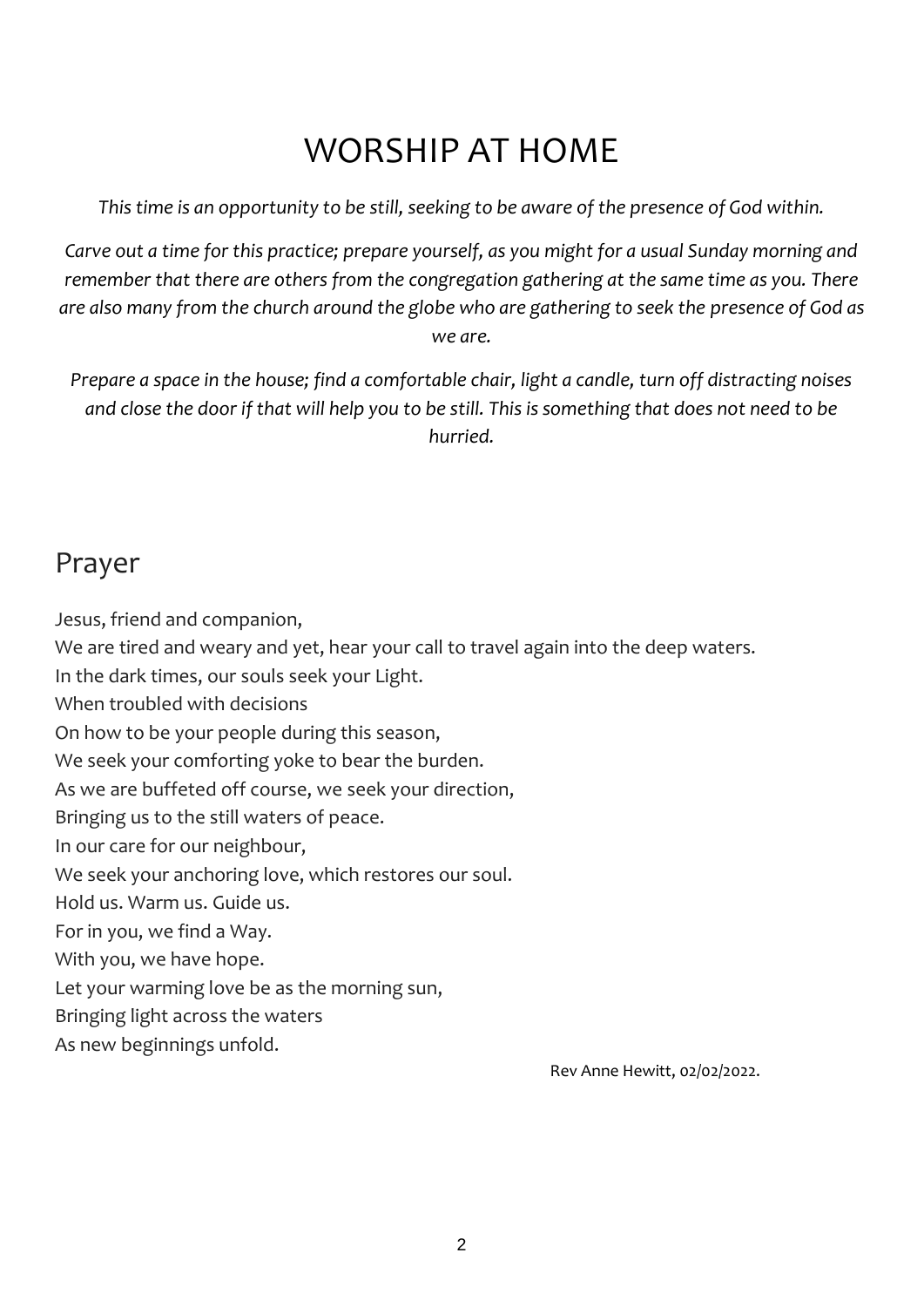# WORSHIP AT HOME

*This time is an opportunity to be still, seeking to be aware of the presence of God within.*

*Carve out a time for this practice; prepare yourself, as you might for a usual Sunday morning and remember that there are others from the congregation gathering at the same time as you. There are also many from the church around the globe who are gathering to seek the presence of God as we are.*

*Prepare a space in the house; find a comfortable chair, light a candle, turn off distracting noises and close the door if that will help you to be still. This is something that does not need to be hurried.*

## Prayer

Jesus, friend and companion,
We are tired and weary and yet, hear your call to travel again into the deep waters.
In the dark times, our souls seek your Light.
When troubled with decisions
On how to be your people during this season,
We seek your comforting yoke to bear the burden.
As we are buffeted off course, we seek your direction,
Bringing us to the still waters of peace.
In our care for our neighbour,
We seek your anchoring love, which restores our soul.
Hold us. Warm us. Guide us.
For in you, we find a Way.
With you, we have hope.
Let your warming love be as the morning sun,
Bringing light across the waters
As new beginnings unfold.

Rev Anne Hewitt, 02/02/2022.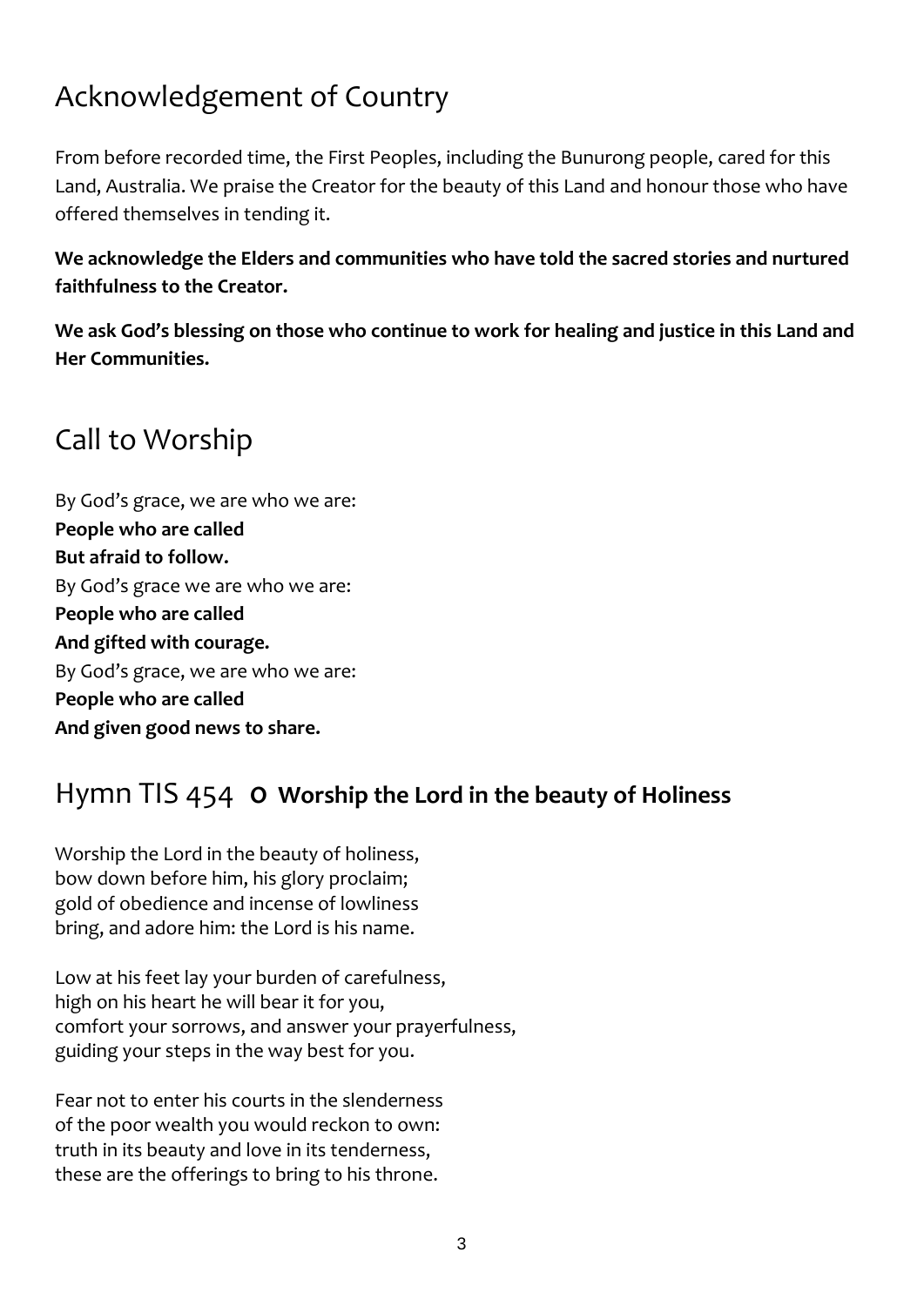## Acknowledgement of Country

From before recorded time, the First Peoples, including the Bunurong people, cared for this Land, Australia. We praise the Creator for the beauty of this Land and honour those who have offered themselves in tending it.

**We acknowledge the Elders and communities who have told the sacred stories and nurtured faithfulness to the Creator.**

**We ask God's blessing on those who continue to work for healing and justice in this Land and Her Communities.**

## Call to Worship

By God's grace, we are who we are:
**People who are called**
**But afraid to follow.**
By God's grace we are who we are:
**People who are called**
**And gifted with courage.**
By God's grace, we are who we are:
**People who are called**
**And given good news to share.**

## Hymn TIS 454 **O Worship the Lord in the beauty of Holiness**

Worship the Lord in the beauty of holiness,
bow down before him, his glory proclaim;
gold of obedience and incense of lowliness
bring, and adore him: the Lord is his name.

Low at his feet lay your burden of carefulness,
high on his heart he will bear it for you,
comfort your sorrows, and answer your prayerfulness,
guiding your steps in the way best for you.

Fear not to enter his courts in the slenderness
of the poor wealth you would reckon to own:
truth in its beauty and love in its tenderness,
these are the offerings to bring to his throne.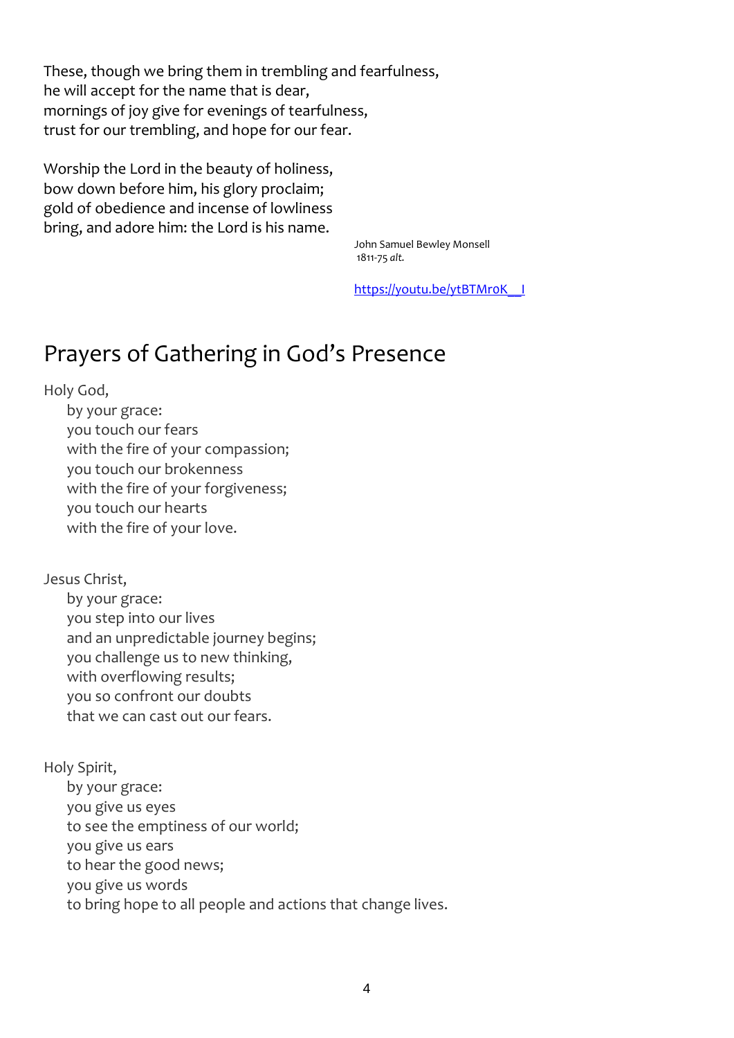These, though we bring them in trembling and fearfulness,  
he will accept for the name that is dear,  
mornings of joy give for evenings of tearfulness,  
trust for our trembling, and hope for our fear.

Worship the Lord in the beauty of holiness,  
bow down before him, his glory proclaim;  
gold of obedience and incense of lowliness  
bring, and adore him: the Lord is his name.

John Samuel Bewley Monsell  
1811-75 *alt.*

https://youtu.be/ytBTMr0K__I

# Prayers of Gathering in God's Presence

Holy God,  
by your grace:  
you touch our fears  
with the fire of your compassion;  
you touch our brokenness  
with the fire of your forgiveness;  
you touch our hearts  
with the fire of your love.

Jesus Christ,  
by your grace:  
you step into our lives  
and an unpredictable journey begins;  
you challenge us to new thinking,  
with overflowing results;  
you so confront our doubts  
that we can cast out our fears.

Holy Spirit,  
by your grace:  
you give us eyes  
to see the emptiness of our world;  
you give us ears  
to hear the good news;  
you give us words  
to bring hope to all people and actions that change lives.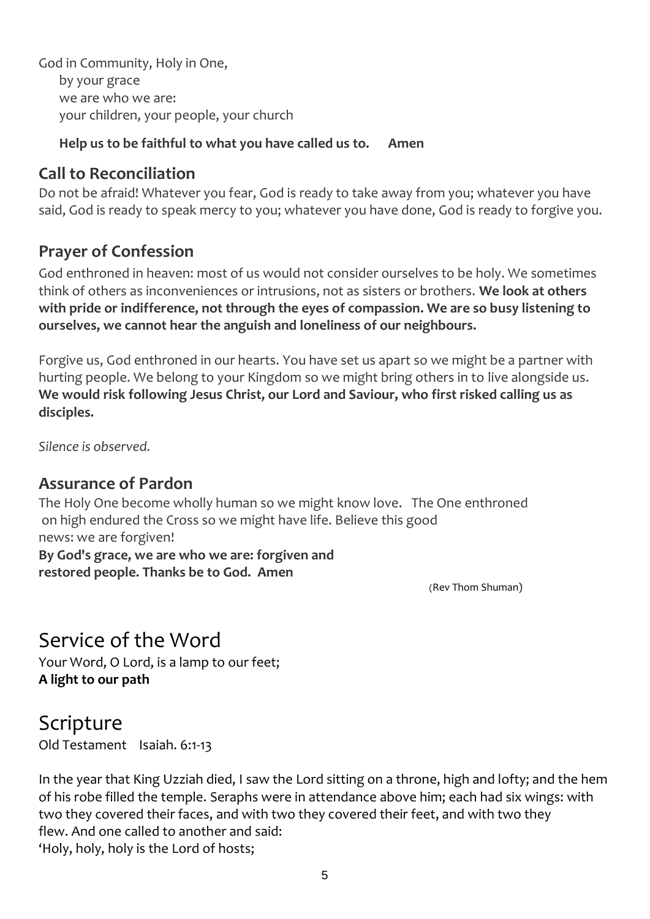God in Community, Holy in One,
by your grace
we are who we are:
your children, your people, your church

**Help us to be faithful to what you have called us to. Amen**

## Call to Reconciliation

Do not be afraid! Whatever you fear, God is ready to take away from you; whatever you have said, God is ready to speak mercy to you; whatever you have done, God is ready to forgive you.

## Prayer of Confession

God enthroned in heaven: most of us would not consider ourselves to be holy. We sometimes think of others as inconveniences or intrusions, not as sisters or brothers. **We look at others with pride or indifference, not through the eyes of compassion. We are so busy listening to ourselves, we cannot hear the anguish and loneliness of our neighbours.**

Forgive us, God enthroned in our hearts. You have set us apart so we might be a partner with hurting people. We belong to your Kingdom so we might bring others in to live alongside us. **We would risk following Jesus Christ, our Lord and Saviour, who first risked calling us as disciples.**

*Silence is observed.*

## Assurance of Pardon

The Holy One become wholly human so we might know love. The One enthroned on high endured the Cross so we might have life. Believe this good news: we are forgiven!
**By God's grace, we are who we are: forgiven and restored people. Thanks be to God. Amen**

(Rev Thom Shuman)

# Service of the Word

Your Word, O Lord, is a lamp to our feet;
**A light to our path**

# Scripture

Old Testament Isaiah. 6:1-13

In the year that King Uzziah died, I saw the Lord sitting on a throne, high and lofty; and the hem of his robe filled the temple. Seraphs were in attendance above him; each had six wings: with two they covered their faces, and with two they covered their feet, and with two they flew. And one called to another and said:
'Holy, holy, holy is the Lord of hosts;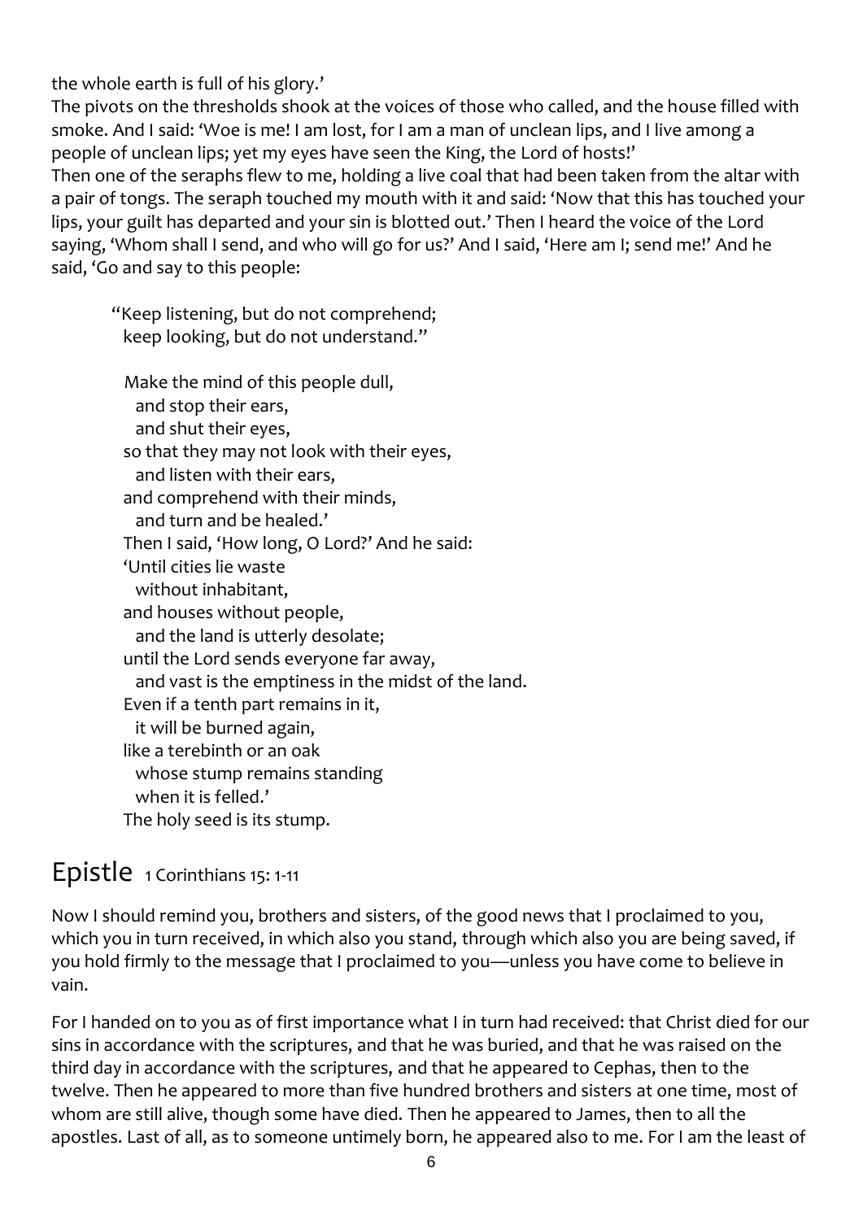the whole earth is full of his glory.'
The pivots on the thresholds shook at the voices of those who called, and the house filled with smoke. And I said: 'Woe is me! I am lost, for I am a man of unclean lips, and I live among a people of unclean lips; yet my eyes have seen the King, the Lord of hosts!'
Then one of the seraphs flew to me, holding a live coal that had been taken from the altar with a pair of tongs. The seraph touched my mouth with it and said: 'Now that this has touched your lips, your guilt has departed and your sin is blotted out.' Then I heard the voice of the Lord saying, 'Whom shall I send, and who will go for us?' And I said, 'Here am I; send me!' And he said, 'Go and say to this people:

> "Keep listening, but do not comprehend;
> keep looking, but do not understand."
>
> Make the mind of this people dull,
> and stop their ears,
> and shut their eyes,
> so that they may not look with their eyes,
> and listen with their ears,
> and comprehend with their minds,
> and turn and be healed.'
> Then I said, 'How long, O Lord?' And he said:
> 'Until cities lie waste
> without inhabitant,
> and houses without people,
> and the land is utterly desolate;
> until the Lord sends everyone far away,
> and vast is the emptiness in the midst of the land.
> Even if a tenth part remains in it,
> it will be burned again,
> like a terebinth or an oak
> whose stump remains standing
> when it is felled.'
> The holy seed is its stump.

## Epistle 1 Corinthians 15: 1-11

Now I should remind you, brothers and sisters, of the good news that I proclaimed to you, which you in turn received, in which also you stand, through which also you are being saved, if you hold firmly to the message that I proclaimed to you—unless you have come to believe in vain.

For I handed on to you as of first importance what I in turn had received: that Christ died for our sins in accordance with the scriptures, and that he was buried, and that he was raised on the third day in accordance with the scriptures, and that he appeared to Cephas, then to the twelve. Then he appeared to more than five hundred brothers and sisters at one time, most of whom are still alive, though some have died. Then he appeared to James, then to all the apostles. Last of all, as to someone untimely born, he appeared also to me. For I am the least of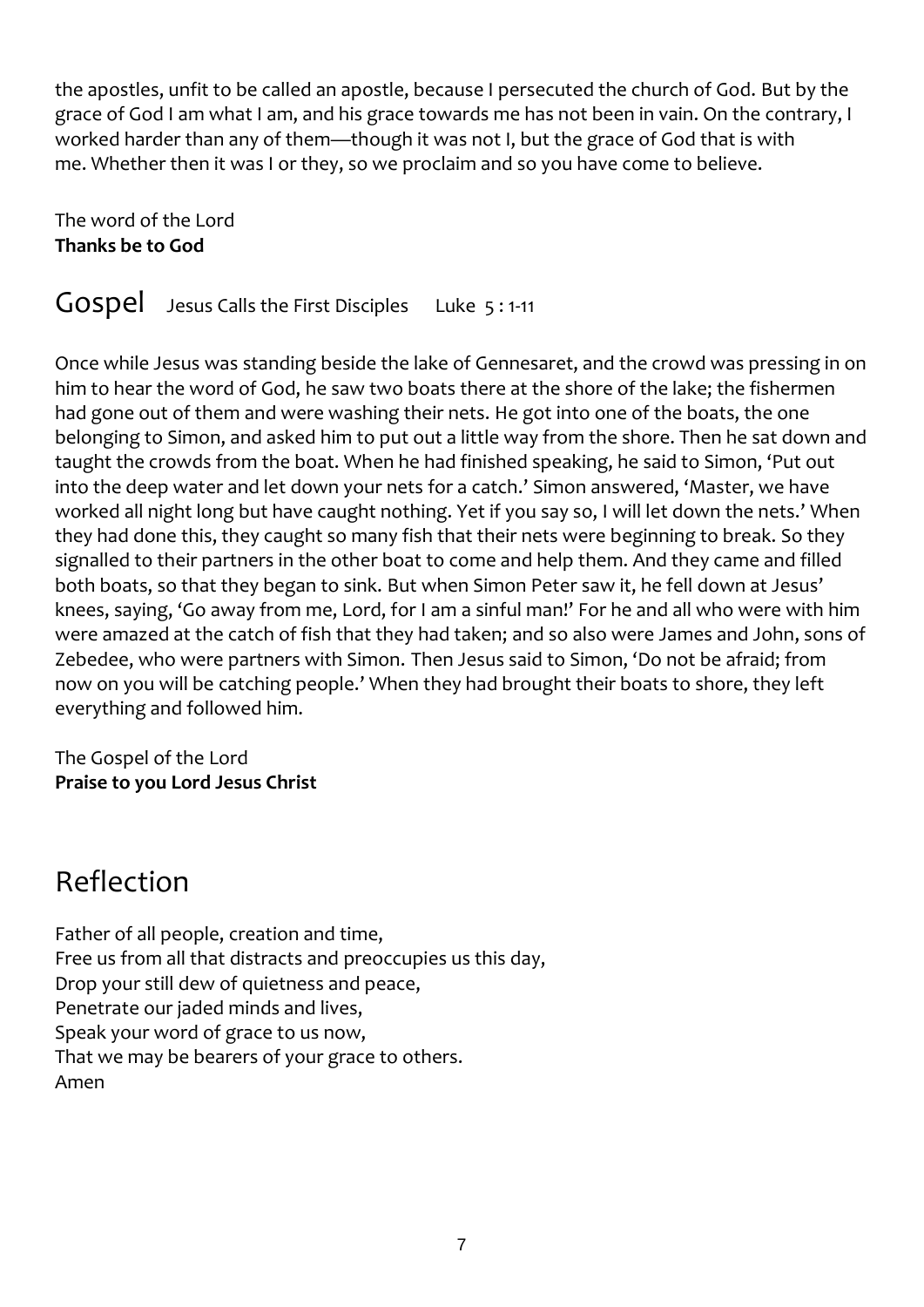the apostles, unfit to be called an apostle, because I persecuted the church of God. But by the grace of God I am what I am, and his grace towards me has not been in vain. On the contrary, I worked harder than any of them—though it was not I, but the grace of God that is with me. Whether then it was I or they, so we proclaim and so you have come to believe.

The word of the Lord
**Thanks be to God**

## Gospel Jesus Calls the First Disciples Luke 5 : 1-11

Once while Jesus was standing beside the lake of Gennesaret, and the crowd was pressing in on him to hear the word of God, he saw two boats there at the shore of the lake; the fishermen had gone out of them and were washing their nets. He got into one of the boats, the one belonging to Simon, and asked him to put out a little way from the shore. Then he sat down and taught the crowds from the boat. When he had finished speaking, he said to Simon, 'Put out into the deep water and let down your nets for a catch.' Simon answered, 'Master, we have worked all night long but have caught nothing. Yet if you say so, I will let down the nets.' When they had done this, they caught so many fish that their nets were beginning to break. So they signalled to their partners in the other boat to come and help them. And they came and filled both boats, so that they began to sink. But when Simon Peter saw it, he fell down at Jesus' knees, saying, 'Go away from me, Lord, for I am a sinful man!' For he and all who were with him were amazed at the catch of fish that they had taken; and so also were James and John, sons of Zebedee, who were partners with Simon. Then Jesus said to Simon, 'Do not be afraid; from now on you will be catching people.' When they had brought their boats to shore, they left everything and followed him.

The Gospel of the Lord
**Praise to you Lord Jesus Christ**

# Reflection

Father of all people, creation and time,
Free us from all that distracts and preoccupies us this day,
Drop your still dew of quietness and peace,
Penetrate our jaded minds and lives,
Speak your word of grace to us now,
That we may be bearers of your grace to others.
Amen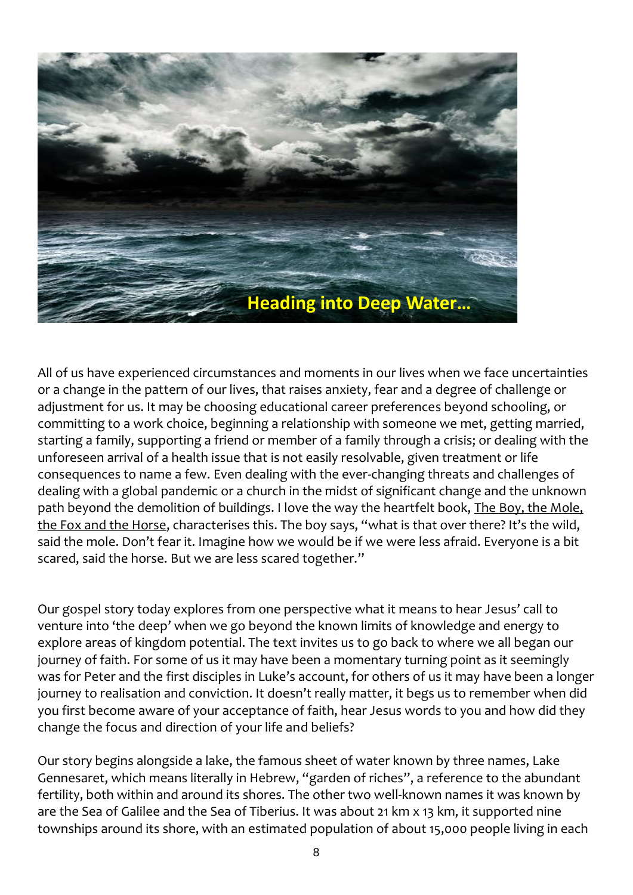# Heading into Deep Water…

All of us have experienced circumstances and moments in our lives when we face uncertainties or a change in the pattern of our lives, that raises anxiety, fear and a degree of challenge or adjustment for us. It may be choosing educational career preferences beyond schooling, or committing to a work choice, beginning a relationship with someone we met, getting married, starting a family, supporting a friend or member of a family through a crisis; or dealing with the unforeseen arrival of a health issue that is not easily resolvable, given treatment or life consequences to name a few. Even dealing with the ever-changing threats and challenges of dealing with a global pandemic or a church in the midst of significant change and the unknown path beyond the demolition of buildings. I love the way the heartfelt book, The Boy, the Mole, the Fox and the Horse, characterises this. The boy says, "what is that over there? It's the wild, said the mole. Don't fear it. Imagine how we would be if we were less afraid. Everyone is a bit scared, said the horse. But we are less scared together."

Our gospel story today explores from one perspective what it means to hear Jesus' call to venture into 'the deep' when we go beyond the known limits of knowledge and energy to explore areas of kingdom potential. The text invites us to go back to where we all began our journey of faith. For some of us it may have been a momentary turning point as it seemingly was for Peter and the first disciples in Luke's account, for others of us it may have been a longer journey to realisation and conviction. It doesn't really matter, it begs us to remember when did you first become aware of your acceptance of faith, hear Jesus words to you and how did they change the focus and direction of your life and beliefs?

Our story begins alongside a lake, the famous sheet of water known by three names, Lake Gennesaret, which means literally in Hebrew, "garden of riches", a reference to the abundant fertility, both within and around its shores. The other two well-known names it was known by are the Sea of Galilee and the Sea of Tiberius. It was about 21 km x 13 km, it supported nine townships around its shore, with an estimated population of about 15,000 people living in each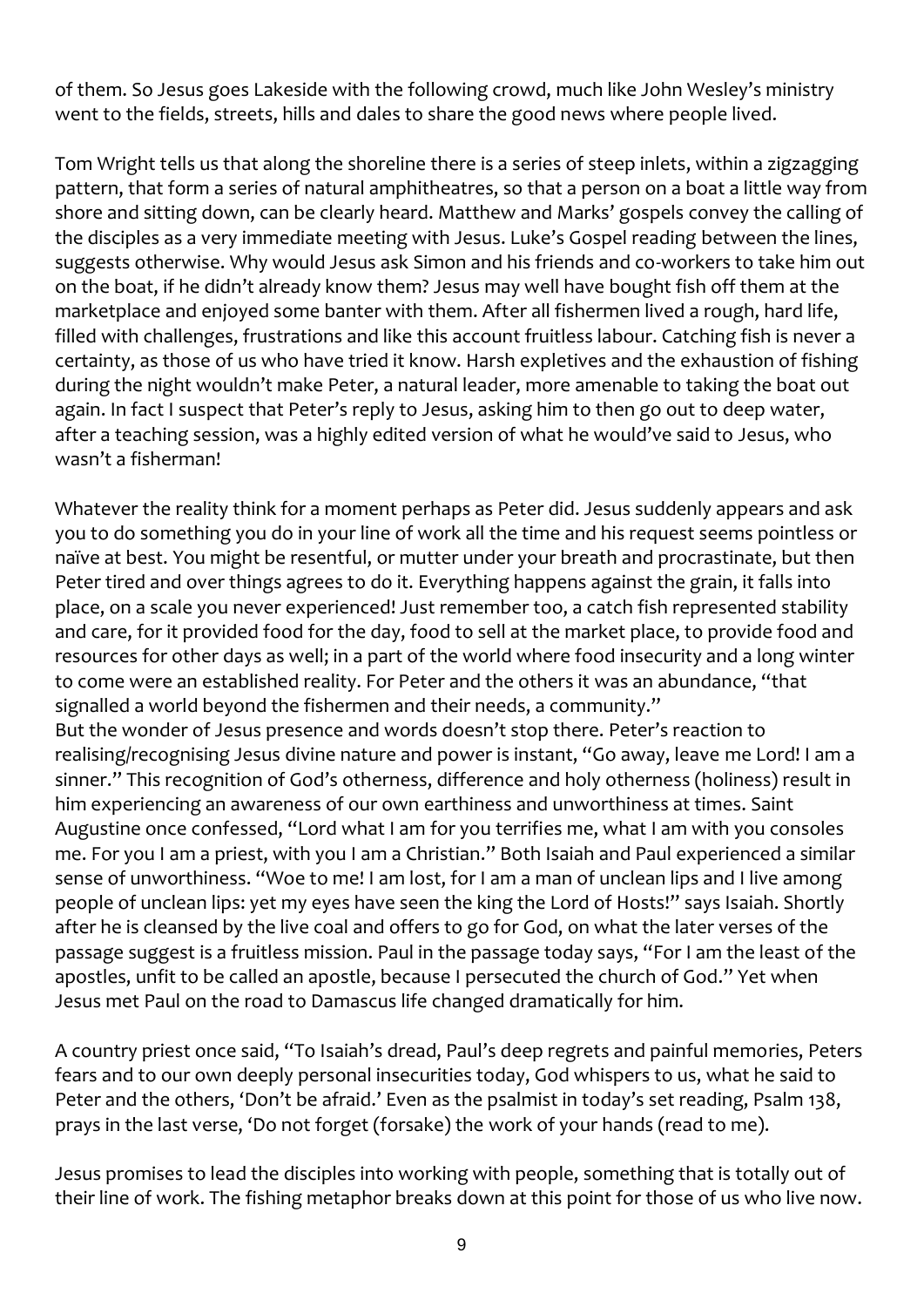of them. So Jesus goes Lakeside with the following crowd, much like John Wesley's ministry went to the fields, streets, hills and dales to share the good news where people lived.

Tom Wright tells us that along the shoreline there is a series of steep inlets, within a zigzagging pattern, that form a series of natural amphitheatres, so that a person on a boat a little way from shore and sitting down, can be clearly heard. Matthew and Marks' gospels convey the calling of the disciples as a very immediate meeting with Jesus. Luke's Gospel reading between the lines, suggests otherwise. Why would Jesus ask Simon and his friends and co-workers to take him out on the boat, if he didn't already know them? Jesus may well have bought fish off them at the marketplace and enjoyed some banter with them. After all fishermen lived a rough, hard life, filled with challenges, frustrations and like this account fruitless labour. Catching fish is never a certainty, as those of us who have tried it know. Harsh expletives and the exhaustion of fishing during the night wouldn't make Peter, a natural leader, more amenable to taking the boat out again. In fact I suspect that Peter's reply to Jesus, asking him to then go out to deep water, after a teaching session, was a highly edited version of what he would've said to Jesus, who wasn't a fisherman!

Whatever the reality think for a moment perhaps as Peter did. Jesus suddenly appears and ask you to do something you do in your line of work all the time and his request seems pointless or naïve at best. You might be resentful, or mutter under your breath and procrastinate, but then Peter tired and over things agrees to do it. Everything happens against the grain, it falls into place, on a scale you never experienced! Just remember too, a catch fish represented stability and care, for it provided food for the day, food to sell at the market place, to provide food and resources for other days as well; in a part of the world where food insecurity and a long winter to come were an established reality. For Peter and the others it was an abundance, "that signalled a world beyond the fishermen and their needs, a community."
But the wonder of Jesus presence and words doesn't stop there. Peter's reaction to realising/recognising Jesus divine nature and power is instant, "Go away, leave me Lord! I am a sinner." This recognition of God's otherness, difference and holy otherness (holiness) result in him experiencing an awareness of our own earthiness and unworthiness at times. Saint Augustine once confessed, "Lord what I am for you terrifies me, what I am with you consoles me. For you I am a priest, with you I am a Christian." Both Isaiah and Paul experienced a similar sense of unworthiness. "Woe to me! I am lost, for I am a man of unclean lips and I live among people of unclean lips: yet my eyes have seen the king the Lord of Hosts!" says Isaiah. Shortly after he is cleansed by the live coal and offers to go for God, on what the later verses of the passage suggest is a fruitless mission. Paul in the passage today says, "For I am the least of the apostles, unfit to be called an apostle, because I persecuted the church of God." Yet when Jesus met Paul on the road to Damascus life changed dramatically for him.

A country priest once said, "To Isaiah's dread, Paul's deep regrets and painful memories, Peters fears and to our own deeply personal insecurities today, God whispers to us, what he said to Peter and the others, 'Don't be afraid.' Even as the psalmist in today's set reading, Psalm 138, prays in the last verse, 'Do not forget (forsake) the work of your hands (read to me).

Jesus promises to lead the disciples into working with people, something that is totally out of their line of work. The fishing metaphor breaks down at this point for those of us who live now.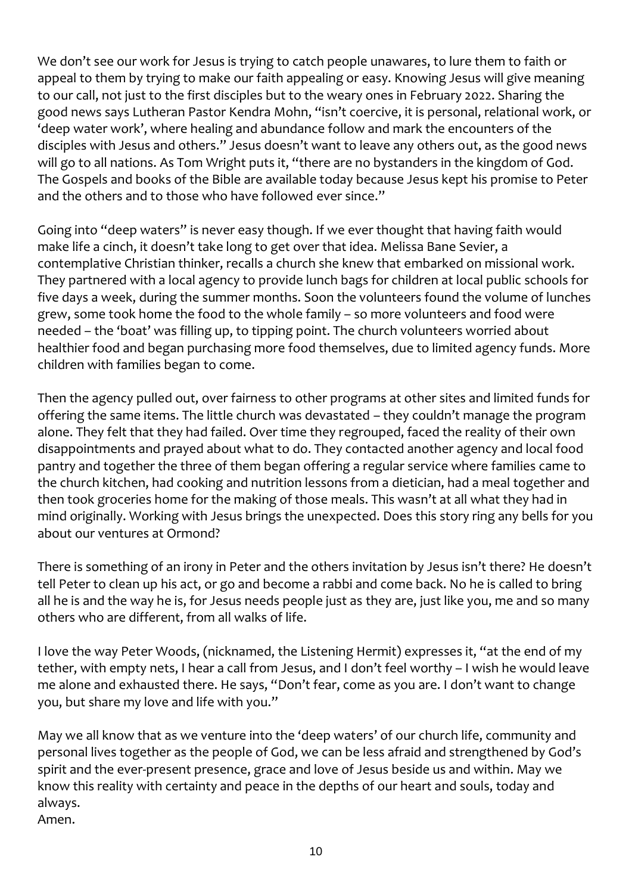We don't see our work for Jesus is trying to catch people unawares, to lure them to faith or appeal to them by trying to make our faith appealing or easy. Knowing Jesus will give meaning to our call, not just to the first disciples but to the weary ones in February 2022. Sharing the good news says Lutheran Pastor Kendra Mohn, "isn't coercive, it is personal, relational work, or 'deep water work', where healing and abundance follow and mark the encounters of the disciples with Jesus and others." Jesus doesn't want to leave any others out, as the good news will go to all nations. As Tom Wright puts it, "there are no bystanders in the kingdom of God. The Gospels and books of the Bible are available today because Jesus kept his promise to Peter and the others and to those who have followed ever since."

Going into "deep waters" is never easy though. If we ever thought that having faith would make life a cinch, it doesn't take long to get over that idea. Melissa Bane Sevier, a contemplative Christian thinker, recalls a church she knew that embarked on missional work. They partnered with a local agency to provide lunch bags for children at local public schools for five days a week, during the summer months. Soon the volunteers found the volume of lunches grew, some took home the food to the whole family – so more volunteers and food were needed – the 'boat' was filling up, to tipping point. The church volunteers worried about healthier food and began purchasing more food themselves, due to limited agency funds. More children with families began to come.

Then the agency pulled out, over fairness to other programs at other sites and limited funds for offering the same items. The little church was devastated – they couldn't manage the program alone. They felt that they had failed. Over time they regrouped, faced the reality of their own disappointments and prayed about what to do. They contacted another agency and local food pantry and together the three of them began offering a regular service where families came to the church kitchen, had cooking and nutrition lessons from a dietician, had a meal together and then took groceries home for the making of those meals. This wasn't at all what they had in mind originally. Working with Jesus brings the unexpected. Does this story ring any bells for you about our ventures at Ormond?

There is something of an irony in Peter and the others invitation by Jesus isn't there? He doesn't tell Peter to clean up his act, or go and become a rabbi and come back. No he is called to bring all he is and the way he is, for Jesus needs people just as they are, just like you, me and so many others who are different, from all walks of life.

I love the way Peter Woods, (nicknamed, the Listening Hermit) expresses it, "at the end of my tether, with empty nets, I hear a call from Jesus, and I don't feel worthy – I wish he would leave me alone and exhausted there. He says, "Don't fear, come as you are. I don't want to change you, but share my love and life with you."

May we all know that as we venture into the 'deep waters' of our church life, community and personal lives together as the people of God, we can be less afraid and strengthened by God's spirit and the ever-present presence, grace and love of Jesus beside us and within. May we know this reality with certainty and peace in the depths of our heart and souls, today and always.
Amen.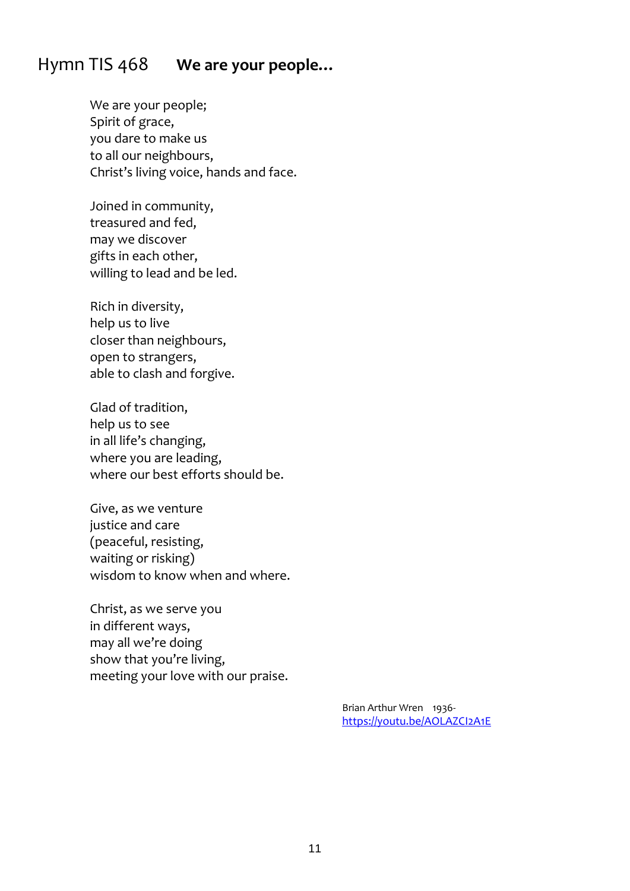## Hymn TIS 468 **We are your people…**

We are your people;
Spirit of grace,
you dare to make us
to all our neighbours,
Christ's living voice, hands and face.

Joined in community,
treasured and fed,
may we discover
gifts in each other,
willing to lead and be led.

Rich in diversity,
help us to live
closer than neighbours,
open to strangers,
able to clash and forgive.

Glad of tradition,
help us to see
in all life's changing,
where you are leading,
where our best efforts should be.

Give, as we venture
justice and care
(peaceful, resisting,
waiting or risking)
wisdom to know when and where.

Christ, as we serve you
in different ways,
may all we're doing
show that you're living,
meeting your love with our praise.

Brian Arthur Wren 1936-
https://youtu.be/AOLAZCI2A1E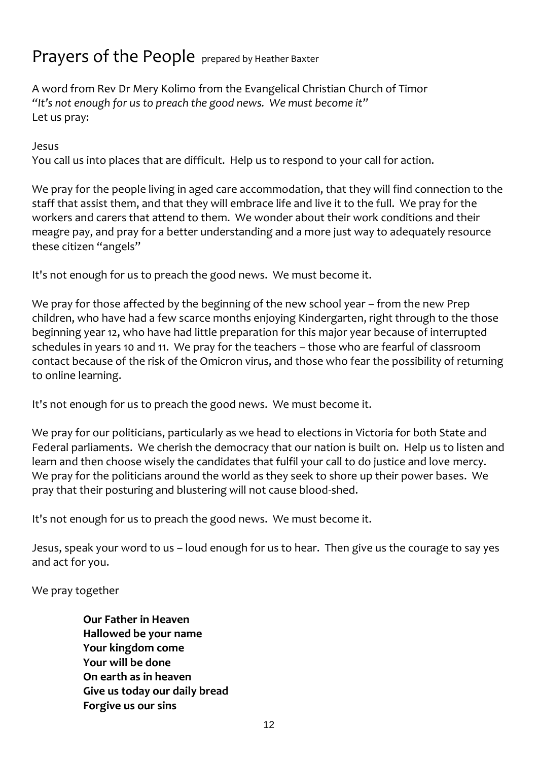# Prayers of the People prepared by Heather Baxter

A word from Rev Dr Mery Kolimo from the Evangelical Christian Church of Timor
*"It's not enough for us to preach the good news. We must become it"*
Let us pray:

Jesus
You call us into places that are difficult. Help us to respond to your call for action.

We pray for the people living in aged care accommodation, that they will find connection to the staff that assist them, and that they will embrace life and live it to the full. We pray for the workers and carers that attend to them. We wonder about their work conditions and their meagre pay, and pray for a better understanding and a more just way to adequately resource these citizen "angels"

It's not enough for us to preach the good news. We must become it.

We pray for those affected by the beginning of the new school year – from the new Prep children, who have had a few scarce months enjoying Kindergarten, right through to the those beginning year 12, who have had little preparation for this major year because of interrupted schedules in years 10 and 11. We pray for the teachers – those who are fearful of classroom contact because of the risk of the Omicron virus, and those who fear the possibility of returning to online learning.

It's not enough for us to preach the good news. We must become it.

We pray for our politicians, particularly as we head to elections in Victoria for both State and Federal parliaments. We cherish the democracy that our nation is built on. Help us to listen and learn and then choose wisely the candidates that fulfil your call to do justice and love mercy. We pray for the politicians around the world as they seek to shore up their power bases. We pray that their posturing and blustering will not cause blood-shed.

It's not enough for us to preach the good news. We must become it.

Jesus, speak your word to us – loud enough for us to hear. Then give us the courage to say yes and act for you.

We pray together

**Our Father in Heaven**
**Hallowed be your name**
**Your kingdom come**
**Your will be done**
**On earth as in heaven**
**Give us today our daily bread**
**Forgive us our sins**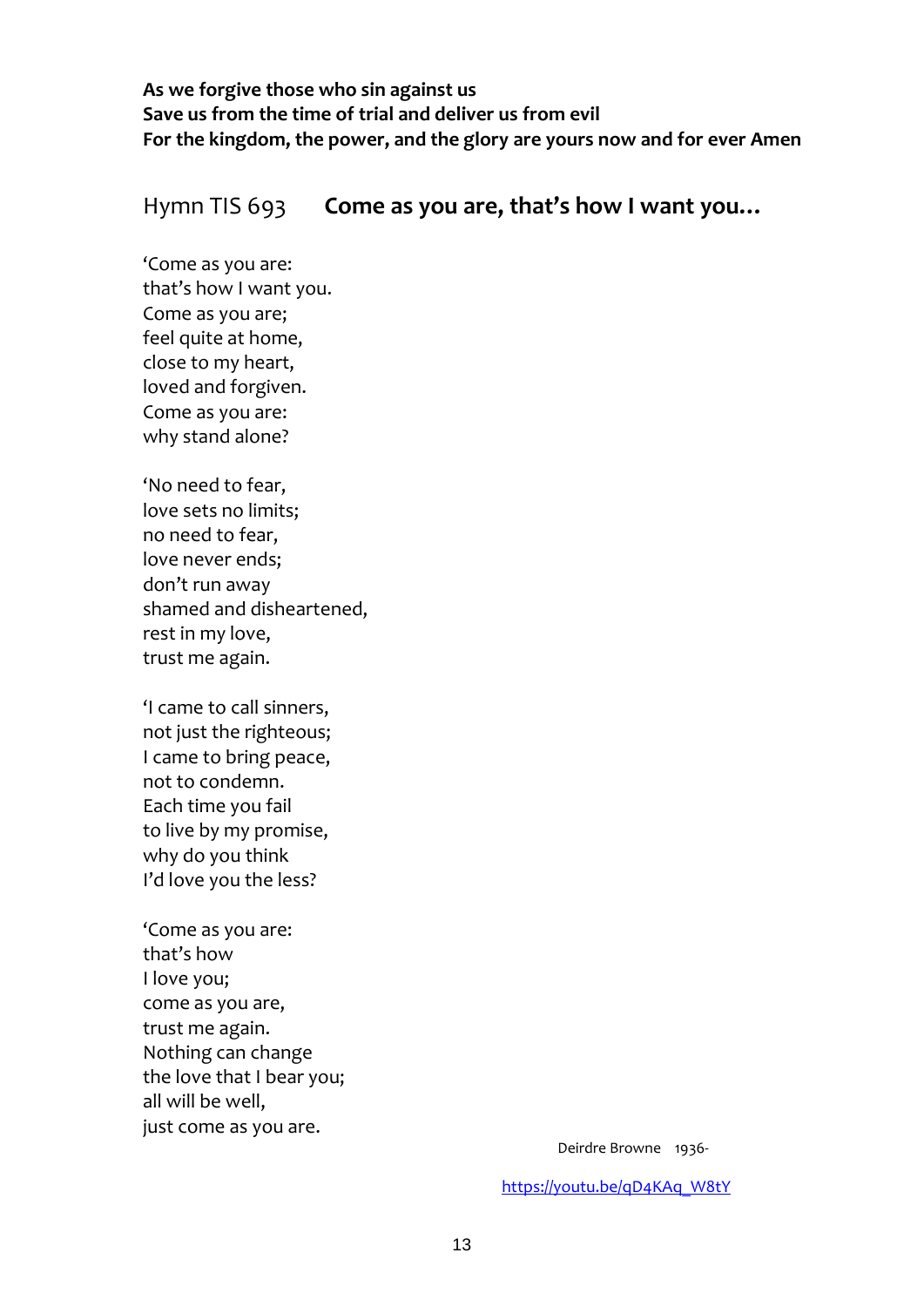**As we forgive those who sin against us**
**Save us from the time of trial and deliver us from evil**
**For the kingdom, the power, and the glory are yours now and for ever Amen**

## Hymn TIS 693 **Come as you are, that's how I want you…**

'Come as you are:
that's how I want you.
Come as you are;
feel quite at home,
close to my heart,
loved and forgiven.
Come as you are:
why stand alone?

'No need to fear,
love sets no limits;
no need to fear,
love never ends;
don't run away
shamed and disheartened,
rest in my love,
trust me again.

'I came to call sinners,
not just the righteous;
I came to bring peace,
not to condemn.
Each time you fail
to live by my promise,
why do you think
I'd love you the less?

'Come as you are:
that's how
I love you;
come as you are,
trust me again.
Nothing can change
the love that I bear you;
all will be well,
just come as you are.

Deirdre Browne 1936-

https://youtu.be/qD4KAq_W8tY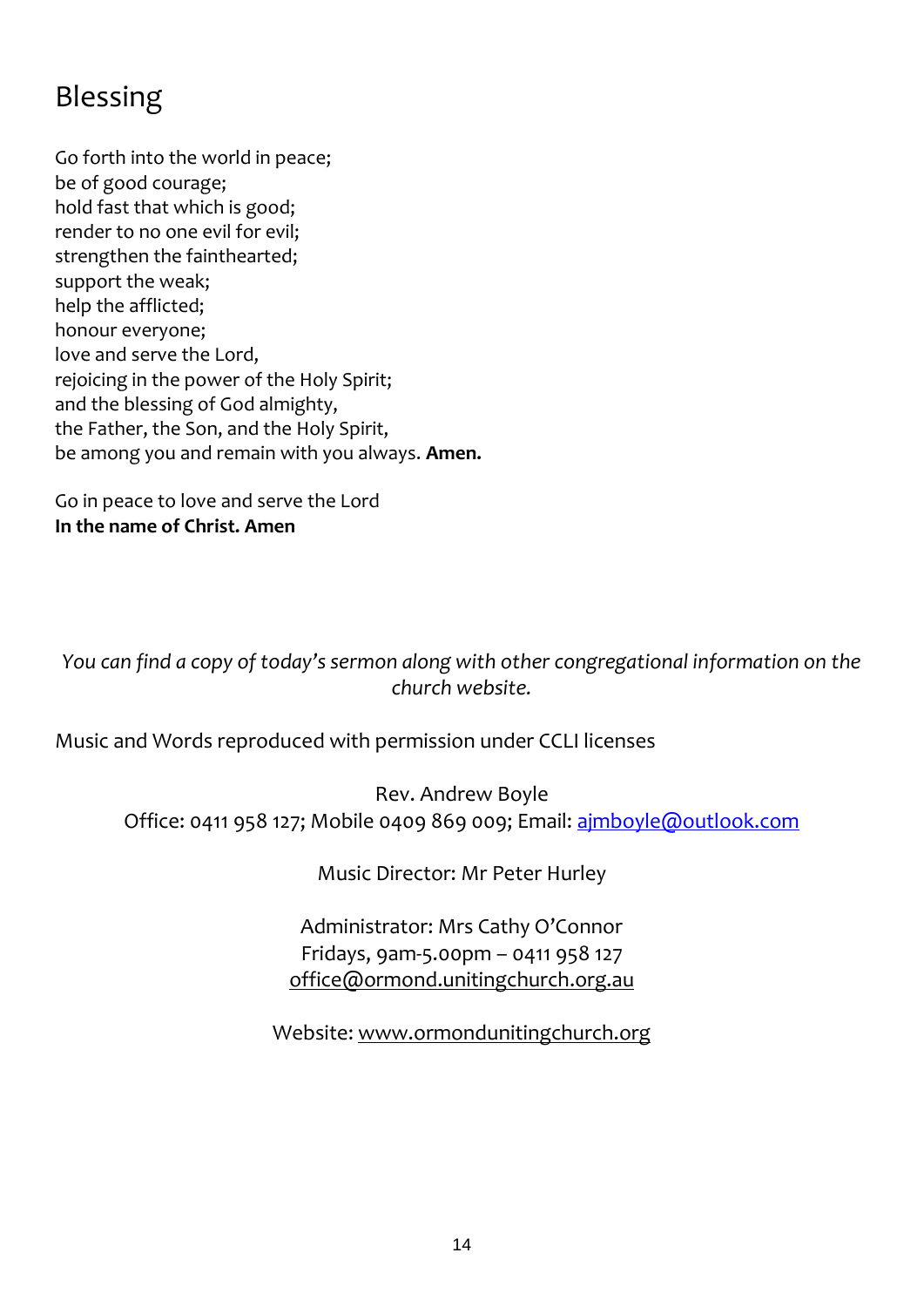## Blessing

Go forth into the world in peace;
be of good courage;
hold fast that which is good;
render to no one evil for evil;
strengthen the fainthearted;
support the weak;
help the afflicted;
honour everyone;
love and serve the Lord,
rejoicing in the power of the Holy Spirit;
and the blessing of God almighty,
the Father, the Son, and the Holy Spirit,
be among you and remain with you always. **Amen.**

Go in peace to love and serve the Lord
**In the name of Christ. Amen**

*You can find a copy of today's sermon along with other congregational information on the church website.*

Music and Words reproduced with permission under CCLI licenses

Rev. Andrew Boyle
Office: 0411 958 127; Mobile 0409 869 009; Email: ajmboyle@outlook.com

Music Director: Mr Peter Hurley

Administrator: Mrs Cathy O'Connor
Fridays, 9am-5.00pm – 0411 958 127
office@ormond.unitingchurch.org.au

Website: www.ormondunitingchurch.org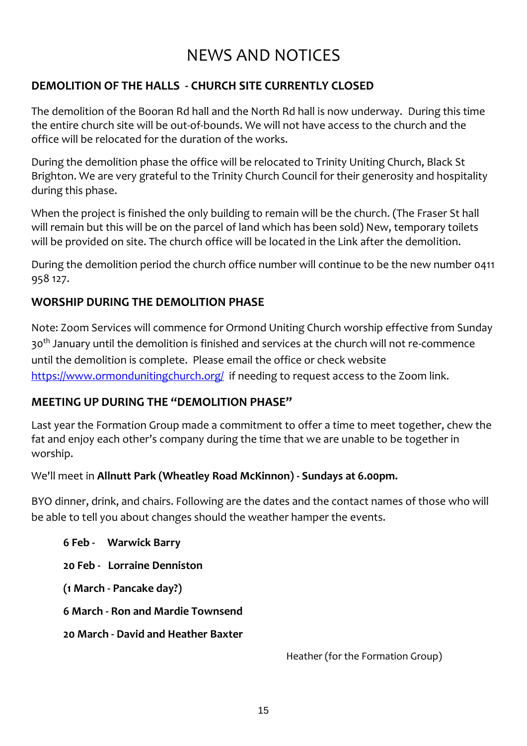# NEWS AND NOTICES

## DEMOLITION OF THE HALLS - CHURCH SITE CURRENTLY CLOSED

The demolition of the Booran Rd hall and the North Rd hall is now underway. During this time the entire church site will be out-of-bounds. We will not have access to the church and the office will be relocated for the duration of the works.

During the demolition phase the office will be relocated to Trinity Uniting Church, Black St Brighton. We are very grateful to the Trinity Church Council for their generosity and hospitality during this phase.

When the project is finished the only building to remain will be the church. (The Fraser St hall will remain but this will be on the parcel of land which has been sold) New, temporary toilets will be provided on site. The church office will be located in the Link after the demolition.

During the demolition period the church office number will continue to be the new number 0411 958 127.

## WORSHIP DURING THE DEMOLITION PHASE

Note: Zoom Services will commence for Ormond Uniting Church worship effective from Sunday 30th January until the demolition is finished and services at the church will not re-commence until the demolition is complete. Please email the office or check website https://www.ormondunitingchurch.org/ if needing to request access to the Zoom link.

## MEETING UP DURING THE "DEMOLITION PHASE"

Last year the Formation Group made a commitment to offer a time to meet together, chew the fat and enjoy each other's company during the time that we are unable to be together in worship.

We'll meet in **Allnutt Park (Wheatley Road McKinnon) - Sundays at 6.00pm.**

BYO dinner, drink, and chairs. Following are the dates and the contact names of those who will be able to tell you about changes should the weather hamper the events.

**6 Feb - Warwick Barry**

**20 Feb - Lorraine Denniston**

**(1 March - Pancake day?)**

**6 March - Ron and Mardie Townsend**

**20 March - David and Heather Baxter**

Heather (for the Formation Group)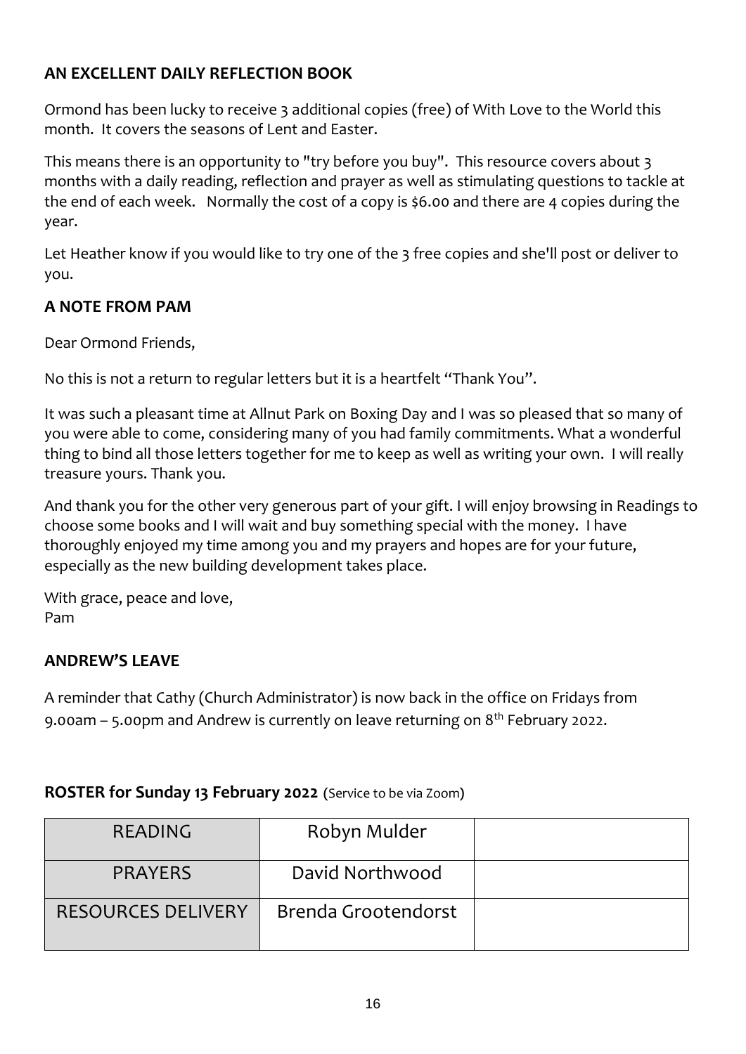## AN EXCELLENT DAILY REFLECTION BOOK

Ormond has been lucky to receive 3 additional copies (free) of With Love to the World this month. It covers the seasons of Lent and Easter.

This means there is an opportunity to "try before you buy". This resource covers about 3 months with a daily reading, reflection and prayer as well as stimulating questions to tackle at the end of each week. Normally the cost of a copy is $6.00 and there are 4 copies during the year.

Let Heather know if you would like to try one of the 3 free copies and she'll post or deliver to you.

## A NOTE FROM PAM

Dear Ormond Friends,

No this is not a return to regular letters but it is a heartfelt "Thank You".

It was such a pleasant time at Allnut Park on Boxing Day and I was so pleased that so many of you were able to come, considering many of you had family commitments. What a wonderful thing to bind all those letters together for me to keep as well as writing your own. I will really treasure yours. Thank you.

And thank you for the other very generous part of your gift. I will enjoy browsing in Readings to choose some books and I will wait and buy something special with the money. I have thoroughly enjoyed my time among you and my prayers and hopes are for your future, especially as the new building development takes place.

With grace, peace and love,
Pam

## ANDREW'S LEAVE

A reminder that Cathy (Church Administrator) is now back in the office on Fridays from 9.00am – 5.00pm and Andrew is currently on leave returning on 8th February 2022.

**ROSTER for Sunday 13 February 2022** (Service to be via Zoom)

| | | |
|---|---|---|
| READING | Robyn Mulder | |
| PRAYERS | David Northwood | |
| RESOURCES DELIVERY | Brenda Grootendorst | |